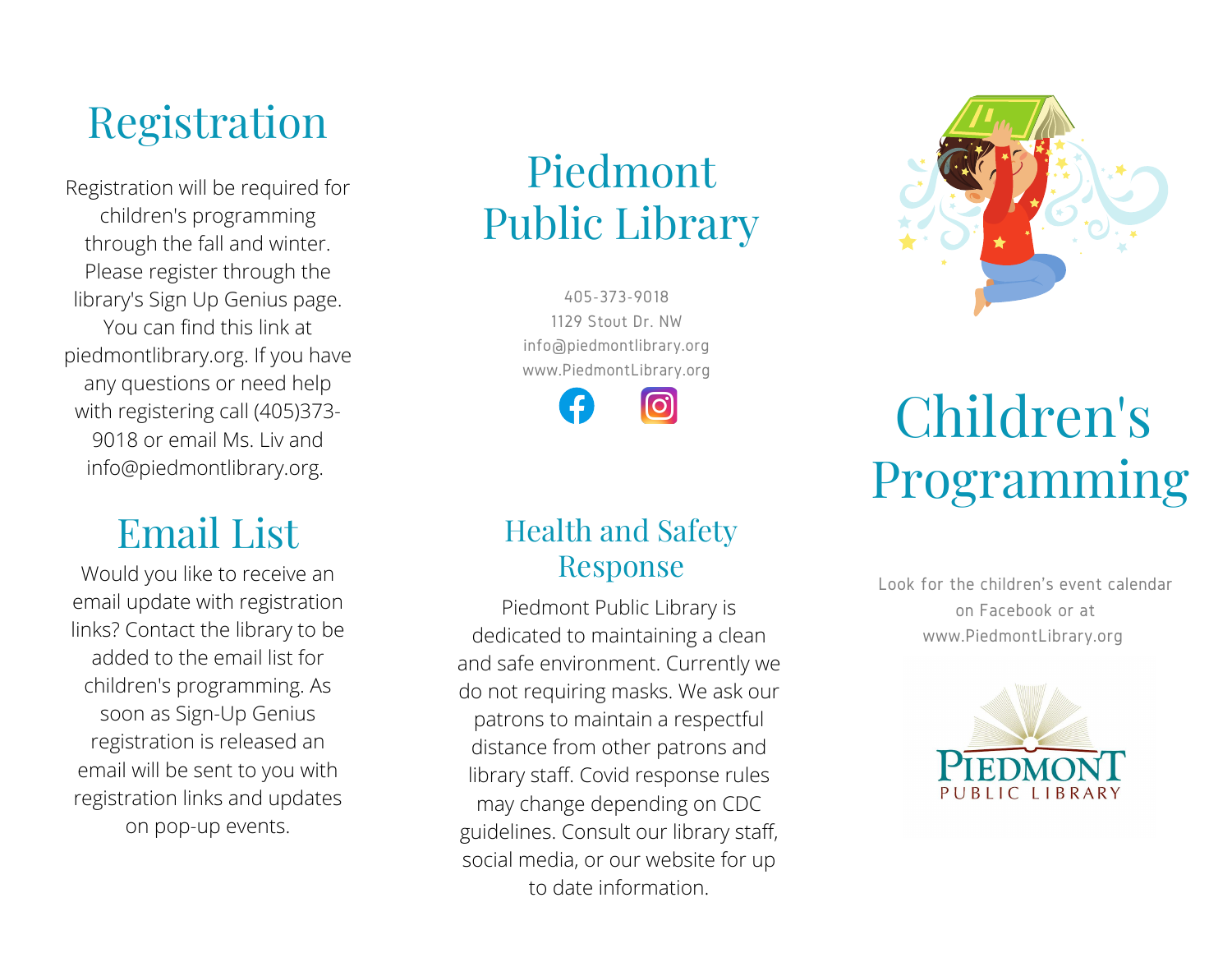## Registration

Registration will be required for children's programming through the fall and winter. Please register through the library's Sign Up Genius page. You can find this link at piedmontlibrary.org. If you have any questions or need help with registering call (405)373-9018 or email Ms. Liv and info@piedmontlibrary.org.

## Email List

Would you like to receive an email update with registration links? Contact the library to be added to the email list for children's programming. As soon as Sign-Up Genius registration is released an email will be sent to you with registration links and updates on pop-up events.

# Piedmont Public Library

405-373-9018
1129 Stout Dr. NW
info@piedmontlibrary.org
www.PiedmontLibrary.org

## Health and Safety Response

Piedmont Public Library is dedicated to maintaining a clean and safe environment. Currently we do not requiring masks. We ask our patrons to maintain a respectful distance from other patrons and library staff. Covid response rules may change depending on CDC guidelines. Consult our library staff, social media, or our website for up to date information.

# Children's Programming

Look for the children's event calendar on Facebook or at www.PiedmontLibrary.org

PIEDMONT PUBLIC LIBRARY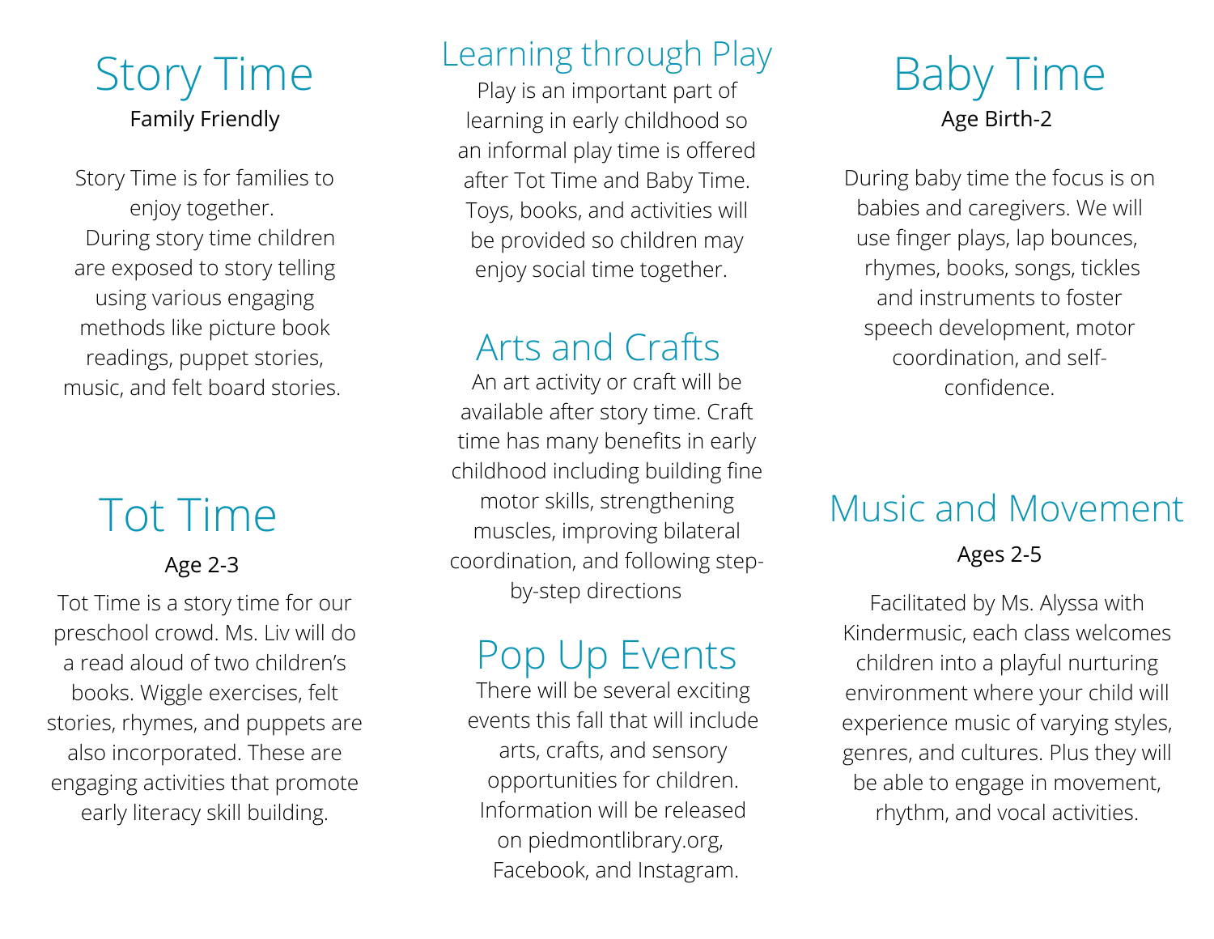## Story Time

Family Friendly

Story Time is for families to enjoy together. During story time children are exposed to story telling using various engaging methods like picture book readings, puppet stories, music, and felt board stories.

## Tot Time

Age 2-3

Tot Time is a story time for our preschool crowd. Ms. Liv will do a read aloud of two children's books. Wiggle exercises, felt stories, rhymes, and puppets are also incorporated. These are engaging activities that promote early literacy skill building.

## Learning through Play

Play is an important part of learning in early childhood so an informal play time is offered after Tot Time and Baby Time. Toys, books, and activities will be provided so children may enjoy social time together.

## Arts and Crafts

An art activity or craft will be available after story time. Craft time has many benefits in early childhood including building fine motor skills, strengthening muscles, improving bilateral coordination, and following step-by-step directions

## Pop Up Events

There will be several exciting events this fall that will include arts, crafts, and sensory opportunities for children. Information will be released on piedmontlibrary.org, Facebook, and Instagram.

## Baby Time

Age Birth-2

During baby time the focus is on babies and caregivers. We will use finger plays, lap bounces, rhymes, books, songs, tickles and instruments to foster speech development, motor coordination, and self-confidence.

## Music and Movement

Ages 2-5

Facilitated by Ms. Alyssa with Kindermusic, each class welcomes children into a playful nurturing environment where your child will experience music of varying styles, genres, and cultures. Plus they will be able to engage in movement, rhythm, and vocal activities.